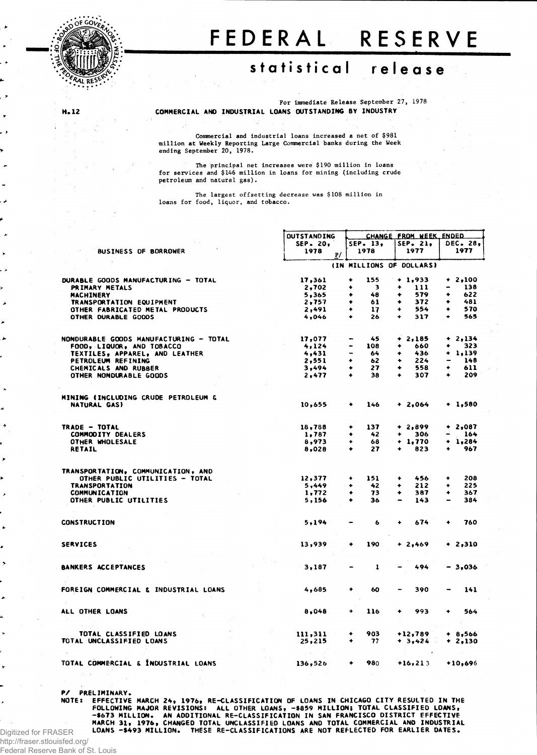# FEDERAL RESERVE

## statistical release

For immediate Release September 27, 1978

H.12

**COMMERCIAL AND INDUSTRIAL LOANS OUTSTANDING BY INDUSTRY**

Commercial and industrial loans increased a net of $981 million at Weekly Reporting Large Commercial banks during the Week ending September 20, 1978.

The principal net increases were $190 million in loans for services and $146 million in loans for mining (including crude petroleum and natural gas).

The largest offsetting decrease was $108 million in loans for food, liquor, and tobacco.

| BUSINESS OF BORROWER | OUTSTANDING SEP. 20, 1978 P/ | CHANGE FROM WEEK ENDED SEP. 13, 1978 | SEP. 21, 1977 | DEC. 28, 1977 |
|---|---|---|---|---|
| | (IN MILLIONS OF DOLLARS) | | | |
| DURABLE GOODS MANUFACTURING - TOTAL | 17,361 | + 155 | + 1,933 | + 2,100 |
| PRIMARY METALS | 2,702 | + 3 | + 111 | - 138 |
| MACHINERY | 5,365 | + 48 | + 579 | + 622 |
| TRANSPORTATION EQUIPMENT | 2,757 | + 61 | + 372 | + 481 |
| OTHER FABRICATED METAL PRODUCTS | 2,491 | + 17 | + 554 | + 570 |
| OTHER DURABLE GOODS | 4,046 | + 26 | + 317 | + 565 |
| NONDURABLE GOODS MANUFACTURING - TOTAL | 17,077 | - 45 | + 2,185 | + 2,134 |
| FOOD, LIQUOR, AND TOBACCO | 4,124 | - 108 | + 660 | + 323 |
| TEXTILES, APPAREL, AND LEATHER | 4,431 | - 64 | + 436 | + 1,139 |
| PETROLEUM REFINING | 2,551 | + 62 | + 224 | - 148 |
| CHEMICALS AND RUBBER | 3,494 | + 27 | + 558 | + 611 |
| OTHER NONDURABLE GOODS | 2,477 | + 38 | + 307 | + 209 |
| MINING (INCLUDING CRUDE PETROLEUM & NATURAL GAS) | 10,655 | + 146 | + 2,064 | + 1,580 |
| TRADE - TOTAL | 18,788 | + 137 | + 2,899 | + 2,087 |
| COMMODITY DEALERS | 1,787 | + 42 | + 306 | - 164 |
| OTHER WHOLESALE | 8,973 | + 68 | + 1,770 | + 1,284 |
| RETAIL | 8,028 | + 27 | + 823 | + 967 |
| TRANSPORTATION, COMMUNICATION, AND OTHER PUBLIC UTILITIES - TOTAL | 12,377 | + 151 | + 456 | + 208 |
| TRANSPORTATION | 5,449 | + 42 | + 212 | + 225 |
| COMMUNICATION | 1,772 | + 73 | + 387 | + 367 |
| OTHER PUBLIC UTILITIES | 5,156 | + 36 | - 143 | - 384 |
| CONSTRUCTION | 5,194 | - 6 | + 674 | + 760 |
| SERVICES | 13,939 | + 190 | + 2,469 | + 2,310 |
| BANKERS ACCEPTANCES | 3,187 | - 1 | - 494 | - 3,036 |
| FOREIGN COMMERCIAL & INDUSTRIAL LOANS | 4,685 | + 60 | - 390 | - 141 |
| ALL OTHER LOANS | 8,048 | + 116 | + 993 | + 564 |
| TOTAL CLASSIFIED LOANS | 111,311 | + 903 | +12,789 | + 8,566 |
| TOTAL UNCLASSIFIED LOANS | 25,215 | + 77 | + 3,424 | + 2,130 |
| TOTAL COMMERCIAL & INDUSTRIAL LOANS | 136,526 | + 980 | +16,213 | +10,696 |

P/ PRELIMINARY.

NOTE: EFFECTIVE MARCH 24, 1976, RE-CLASSIFICATION OF LOANS IN CHICAGO CITY RESULTED IN THE FOLLOWING MAJOR REVISIONS: ALL OTHER LOANS, -$859 MILLION; TOTAL CLASSIFIED LOANS, -$673 MILLION. AN ADDITIONAL RE-CLASSIFICATION IN SAN FRANCISCO DISTRICT EFFECTIVE MARCH 31, 1976, CHANGED TOTAL UNCLASSIFIED LOANS AND TOTAL COMMERCIAL AND INDUSTRIAL LOANS -$493 MILLION. THESE RE-CLASSIFICATIONS ARE NOT REFLECTED FOR EARLIER DATES.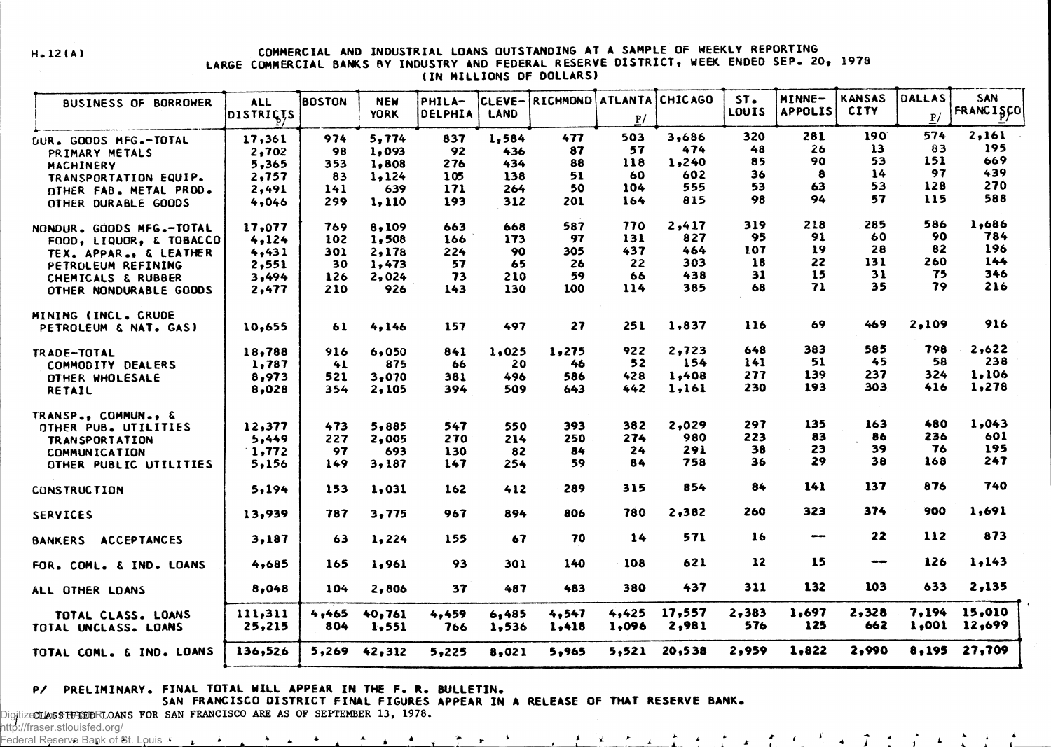H.12(A)

# COMMERCIAL AND INDUSTRIAL LOANS OUTSTANDING AT A SAMPLE OF WEEKLY REPORTING LARGE COMMERCIAL BANKS BY INDUSTRY AND FEDERAL RESERVE DISTRICT, WEEK ENDED SEP. 20, 1978
(IN MILLIONS OF DOLLARS)

| BUSINESS OF BORROWER | ALL DISTRICTS P/ | BOSTON | NEW YORK | PHILA-DELPHIA | CLEVE-LAND | RICHMOND | ATLANTA P/ | CHICAGO | ST. LOUIS | MINNE-APPOLIS | KANSAS CITY | DALLAS P/ | SAN FRANCISCO P/ |
|---|---|---|---|---|---|---|---|---|---|---|---|---|---|
| DUR. GOODS MFG.-TOTAL | 17,361 | 974 | 5,774 | 837 | 1,584 | 477 | 503 | 3,686 | 320 | 281 | 190 | 574 | 2,161 |
| PRIMARY METALS | 2,702 | 98 | 1,093 | 92 | 436 | 87 | 57 | 474 | 48 | 26 | 13 | 83 | 195 |
| MACHINERY | 5,365 | 353 | 1,808 | 276 | 434 | 88 | 118 | 1,240 | 85 | 90 | 53 | 151 | 669 |
| TRANSPORTATION EQUIP. | 2,757 | 83 | 1,124 | 105 | 138 | 51 | 60 | 602 | 36 | 8 | 14 | 97 | 439 |
| OTHER FAB. METAL PROD. | 2,491 | 141 | 639 | 171 | 264 | 50 | 104 | 555 | 53 | 63 | 53 | 128 | 270 |
| OTHER DURABLE GOODS | 4,046 | 299 | 1,110 | 193 | 312 | 201 | 164 | 815 | 98 | 94 | 57 | 115 | 588 |
| NONDUR. GOODS MFG.-TOTAL | 17,077 | 769 | 8,109 | 663 | 668 | 587 | 770 | 2,417 | 319 | 218 | 285 | 586 | 1,686 |
| FOOD, LIQUOR, & TOBACCO | 4,124 | 102 | 1,508 | 166 | 173 | 97 | 131 | 827 | 95 | 91 | 60 | 90 | 784 |
| TEX. APPAR., & LEATHER | 4,431 | 301 | 2,178 | 224 | 90 | 305 | 437 | 464 | 107 | 19 | 28 | 82 | 196 |
| PETROLEUM REFINING | 2,551 | 30 | 1,473 | 57 | 65 | 26 | 22 | 303 | 18 | 22 | 131 | 260 | 144 |
| CHEMICALS & RUBBER | 3,494 | 126 | 2,024 | 73 | 210 | 59 | 66 | 438 | 31 | 15 | 31 | 75 | 346 |
| OTHER NONDURABLE GOODS | 2,477 | 210 | 926 | 143 | 130 | 100 | 114 | 385 | 68 | 71 | 35 | 79 | 216 |
| MINING (INCL. CRUDE PETROLEUM & NAT. GAS) | 10,655 | 61 | 4,146 | 157 | 497 | 27 | 251 | 1,837 | 116 | 69 | 469 | 2,109 | 916 |
| TRADE-TOTAL | 18,788 | 916 | 6,050 | 841 | 1,025 | 1,275 | 922 | 2,723 | 648 | 383 | 585 | 798 | 2,622 |
| COMMODITY DEALERS | 1,787 | 41 | 875 | 66 | 20 | 46 | 52 | 154 | 141 | 51 | 45 | 58 | 238 |
| OTHER WHOLESALE | 8,973 | 521 | 3,070 | 381 | 496 | 586 | 428 | 1,408 | 277 | 139 | 237 | 324 | 1,106 |
| RETAIL | 8,028 | 354 | 2,105 | 394 | 509 | 643 | 442 | 1,161 | 230 | 193 | 303 | 416 | 1,278 |
| TRANSP., COMMUN., & OTHER PUB. UTILITIES | 12,377 | 473 | 5,885 | 547 | 550 | 393 | 382 | 2,029 | 297 | 135 | 163 | 480 | 1,043 |
| TRANSPORTATION | 5,449 | 227 | 2,005 | 270 | 214 | 250 | 274 | 980 | 223 | 83 | 86 | 236 | 601 |
| COMMUNICATION | 1,772 | 97 | 693 | 130 | 82 | 84 | 24 | 291 | 38 | 23 | 39 | 76 | 195 |
| OTHER PUBLIC UTILITIES | 5,156 | 149 | 3,187 | 147 | 254 | 59 | 84 | 758 | 36 | 29 | 38 | 168 | 247 |
| CONSTRUCTION | 5,194 | 153 | 1,031 | 162 | 412 | 289 | 315 | 854 | 84 | 141 | 137 | 876 | 740 |
| SERVICES | 13,939 | 787 | 3,775 | 967 | 894 | 806 | 780 | 2,382 | 260 | 323 | 374 | 900 | 1,691 |
| BANKERS ACCEPTANCES | 3,187 | 63 | 1,224 | 155 | 67 | 70 | 14 | 571 | 16 | -- | 22 | 112 | 873 |
| FOR. COML. & IND. LOANS | 4,685 | 165 | 1,961 | 93 | 301 | 140 | 108 | 621 | 12 | 15 | -- | 126 | 1,143 |
| ALL OTHER LOANS | 8,048 | 104 | 2,806 | 37 | 487 | 483 | 380 | 437 | 311 | 132 | 103 | 633 | 2,135 |
| TOTAL CLASS. LOANS | 111,311 | 4,465 | 40,761 | 4,459 | 6,485 | 4,547 | 4,425 | 17,557 | 2,383 | 1,697 | 2,328 | 7,194 | 15,010 |
| TOTAL UNCLASS. LOANS | 25,215 | 804 | 1,551 | 766 | 1,536 | 1,418 | 1,096 | 2,981 | 576 | 125 | 662 | 1,001 | 12,699 |
| TOTAL COML. & IND. LOANS | 136,526 | 5,269 | 42,312 | 5,225 | 8,021 | 5,965 | 5,521 | 20,538 | 2,959 | 1,822 | 2,990 | 8,195 | 27,709 |

P/ PRELIMINARY. FINAL TOTAL WILL APPEAR IN THE F. R. BULLETIN.
SAN FRANCISCO DISTRICT FINAL FIGURES APPEAR IN A RELEASE OF THAT RESERVE BANK.
CLASSIFIED LOANS FOR SAN FRANCISCO ARE AS OF SEPTEMBER 13, 1978.